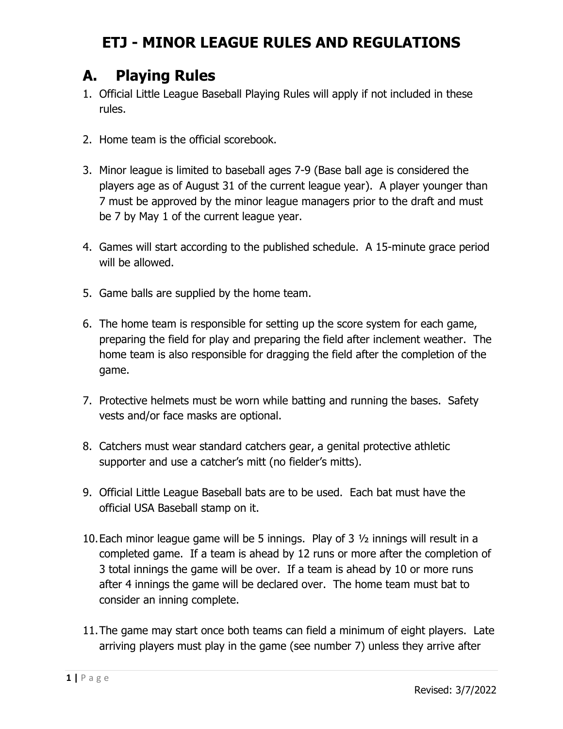# ETJ - MINOR LEAGUE RULES AND REGULATIONS

## A. Playing Rules

1. Official Little League Baseball Playing Rules will apply if not included in these rules.

2. Home team is the official scorebook.

3. Minor league is limited to baseball ages 7-9 (Base ball age is considered the players age as of August 31 of the current league year). A player younger than 7 must be approved by the minor league managers prior to the draft and must be 7 by May 1 of the current league year.

4. Games will start according to the published schedule. A 15-minute grace period will be allowed.

5. Game balls are supplied by the home team.

6. The home team is responsible for setting up the score system for each game, preparing the field for play and preparing the field after inclement weather. The home team is also responsible for dragging the field after the completion of the game.

7. Protective helmets must be worn while batting and running the bases. Safety vests and/or face masks are optional.

8. Catchers must wear standard catchers gear, a genital protective athletic supporter and use a catcher's mitt (no fielder's mitts).

9. Official Little League Baseball bats are to be used. Each bat must have the official USA Baseball stamp on it.

10. Each minor league game will be 5 innings. Play of 3 ½ innings will result in a completed game. If a team is ahead by 12 runs or more after the completion of 3 total innings the game will be over. If a team is ahead by 10 or more runs after 4 innings the game will be declared over. The home team must bat to consider an inning complete.

11. The game may start once both teams can field a minimum of eight players. Late arriving players must play in the game (see number 7) unless they arrive after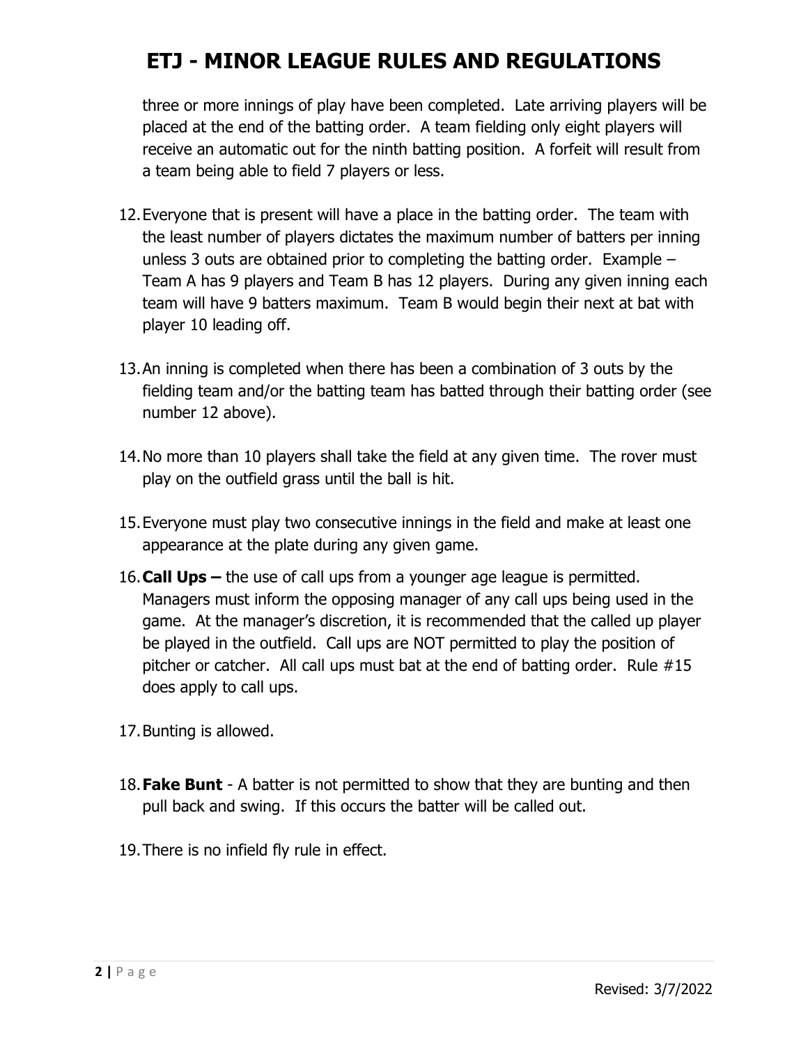three or more innings of play have been completed. Late arriving players will be placed at the end of the batting order. A team fielding only eight players will receive an automatic out for the ninth batting position. A forfeit will result from a team being able to field 7 players or less.

12. Everyone that is present will have a place in the batting order. The team with the least number of players dictates the maximum number of batters per inning unless 3 outs are obtained prior to completing the batting order. Example – Team A has 9 players and Team B has 12 players. During any given inning each team will have 9 batters maximum. Team B would begin their next at bat with player 10 leading off.

13. An inning is completed when there has been a combination of 3 outs by the fielding team and/or the batting team has batted through their batting order (see number 12 above).

14. No more than 10 players shall take the field at any given time. The rover must play on the outfield grass until the ball is hit.

15. Everyone must play two consecutive innings in the field and make at least one appearance at the plate during any given game.

16. **Call Ups –** the use of call ups from a younger age league is permitted. Managers must inform the opposing manager of any call ups being used in the game. At the manager's discretion, it is recommended that the called up player be played in the outfield. Call ups are NOT permitted to play the position of pitcher or catcher. All call ups must bat at the end of batting order. Rule #15 does apply to call ups.

17. Bunting is allowed.

18. **Fake Bunt** - A batter is not permitted to show that they are bunting and then pull back and swing. If this occurs the batter will be called out.

19. There is no infield fly rule in effect.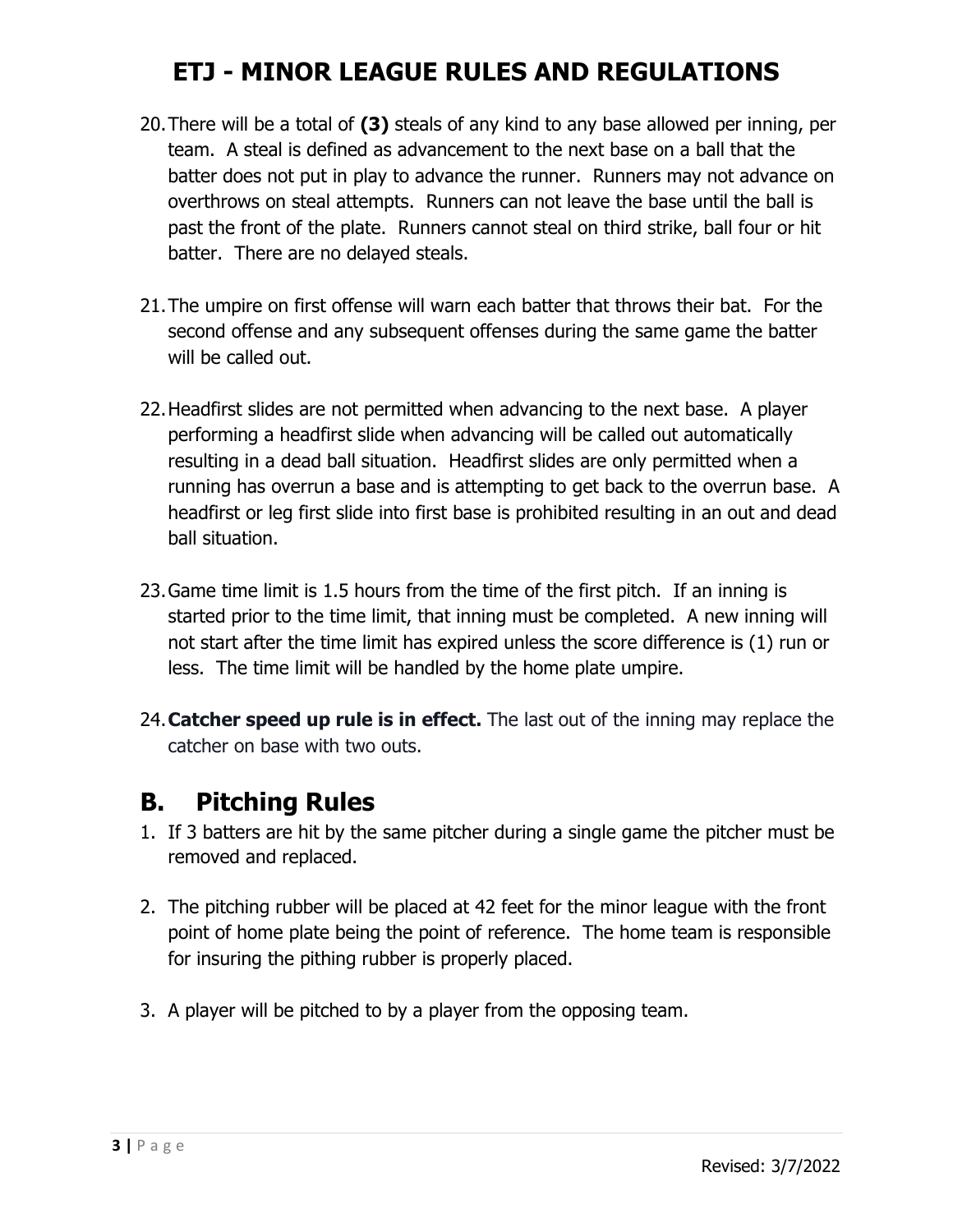# ETJ - MINOR LEAGUE RULES AND REGULATIONS

20. There will be a total of **(3)** steals of any kind to any base allowed per inning, per team. A steal is defined as advancement to the next base on a ball that the batter does not put in play to advance the runner. Runners may not advance on overthrows on steal attempts. Runners can not leave the base until the ball is past the front of the plate. Runners cannot steal on third strike, ball four or hit batter. There are no delayed steals.

21. The umpire on first offense will warn each batter that throws their bat. For the second offense and any subsequent offenses during the same game the batter will be called out.

22. Headfirst slides are not permitted when advancing to the next base. A player performing a headfirst slide when advancing will be called out automatically resulting in a dead ball situation. Headfirst slides are only permitted when a running has overrun a base and is attempting to get back to the overrun base. A headfirst or leg first slide into first base is prohibited resulting in an out and dead ball situation.

23. Game time limit is 1.5 hours from the time of the first pitch. If an inning is started prior to the time limit, that inning must be completed. A new inning will not start after the time limit has expired unless the score difference is (1) run or less. The time limit will be handled by the home plate umpire.

24. **Catcher speed up rule is in effect.** The last out of the inning may replace the catcher on base with two outs.

## B. Pitching Rules

1. If 3 batters are hit by the same pitcher during a single game the pitcher must be removed and replaced.

2. The pitching rubber will be placed at 42 feet for the minor league with the front point of home plate being the point of reference. The home team is responsible for insuring the pithing rubber is properly placed.

3. A player will be pitched to by a player from the opposing team.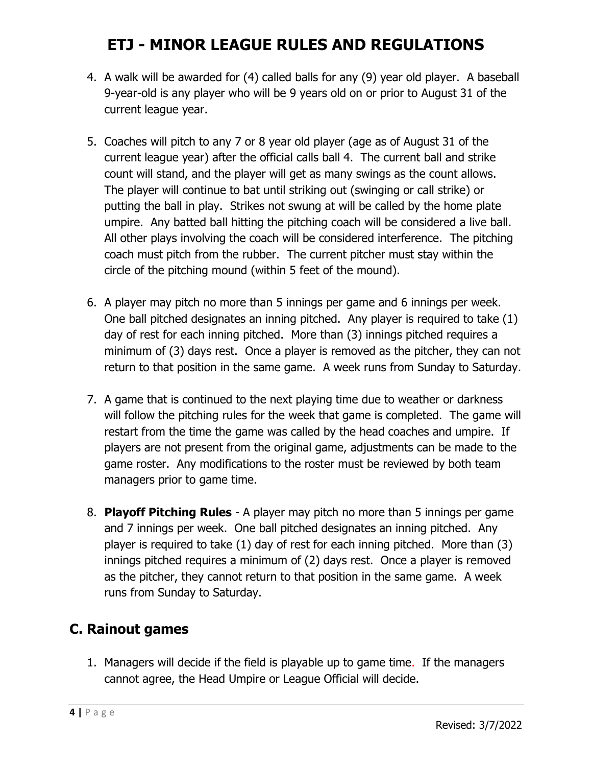# ETJ - MINOR LEAGUE RULES AND REGULATIONS

4. A walk will be awarded for (4) called balls for any (9) year old player. A baseball 9-year-old is any player who will be 9 years old on or prior to August 31 of the current league year.

5. Coaches will pitch to any 7 or 8 year old player (age as of August 31 of the current league year) after the official calls ball 4. The current ball and strike count will stand, and the player will get as many swings as the count allows. The player will continue to bat until striking out (swinging or call strike) or putting the ball in play. Strikes not swung at will be called by the home plate umpire. Any batted ball hitting the pitching coach will be considered a live ball. All other plays involving the coach will be considered interference. The pitching coach must pitch from the rubber. The current pitcher must stay within the circle of the pitching mound (within 5 feet of the mound).

6. A player may pitch no more than 5 innings per game and 6 innings per week. One ball pitched designates an inning pitched. Any player is required to take (1) day of rest for each inning pitched. More than (3) innings pitched requires a minimum of (3) days rest. Once a player is removed as the pitcher, they can not return to that position in the same game. A week runs from Sunday to Saturday.

7. A game that is continued to the next playing time due to weather or darkness will follow the pitching rules for the week that game is completed. The game will restart from the time the game was called by the head coaches and umpire. If players are not present from the original game, adjustments can be made to the game roster. Any modifications to the roster must be reviewed by both team managers prior to game time.

8. **Playoff Pitching Rules** - A player may pitch no more than 5 innings per game and 7 innings per week. One ball pitched designates an inning pitched. Any player is required to take (1) day of rest for each inning pitched. More than (3) innings pitched requires a minimum of (2) days rest. Once a player is removed as the pitcher, they cannot return to that position in the same game. A week runs from Sunday to Saturday.

## C. Rainout games

1. Managers will decide if the field is playable up to game time. If the managers cannot agree, the Head Umpire or League Official will decide.

Revised: 3/7/2022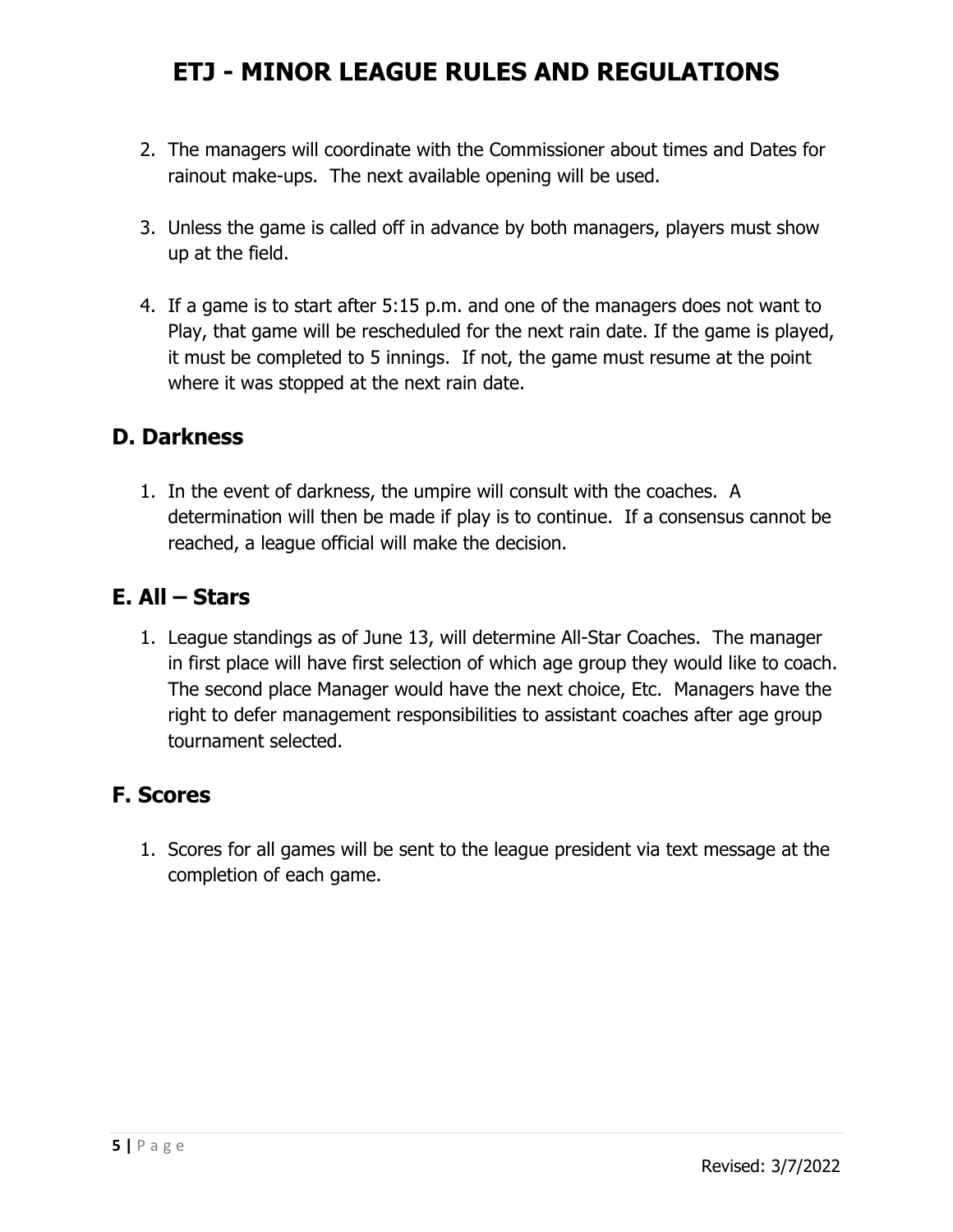2. The managers will coordinate with the Commissioner about times and Dates for rainout make-ups. The next available opening will be used.

3. Unless the game is called off in advance by both managers, players must show up at the field.

4. If a game is to start after 5:15 p.m. and one of the managers does not want to Play, that game will be rescheduled for the next rain date. If the game is played, it must be completed to 5 innings. If not, the game must resume at the point where it was stopped at the next rain date.

## D. Darkness

1. In the event of darkness, the umpire will consult with the coaches. A determination will then be made if play is to continue. If a consensus cannot be reached, a league official will make the decision.

## E. All – Stars

1. League standings as of June 13, will determine All-Star Coaches. The manager in first place will have first selection of which age group they would like to coach. The second place Manager would have the next choice, Etc. Managers have the right to defer management responsibilities to assistant coaches after age group tournament selected.

## F. Scores

1. Scores for all games will be sent to the league president via text message at the completion of each game.